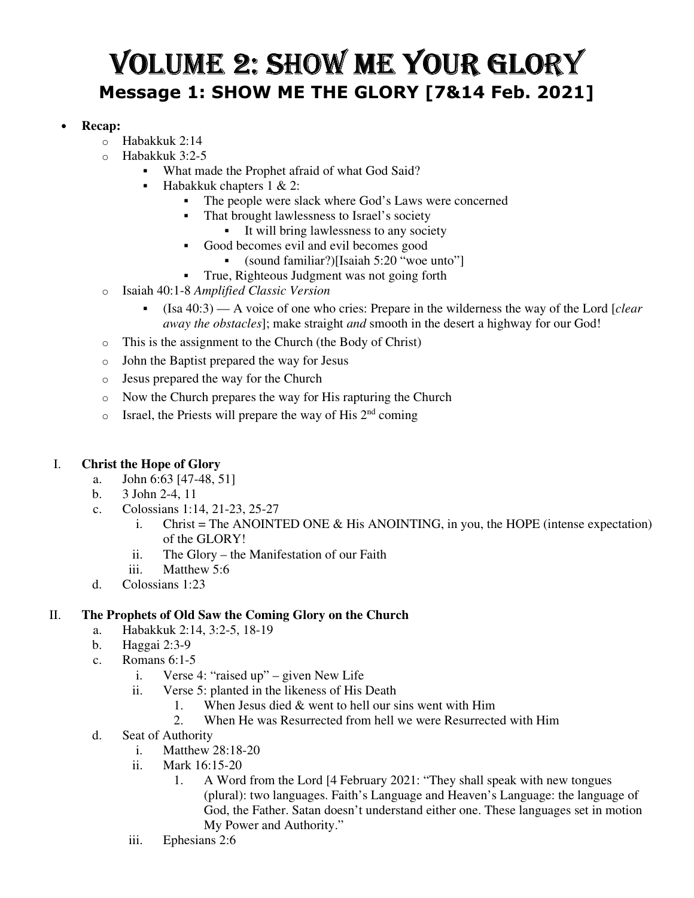# Volume 2: Show Me Your Glory

## Message 1: SHOW ME THE GLORY [7&14 Feb. 2021]

- **Recap:**
  - Habakkuk 2:14
  - Habakkuk 3:2-5
    - What made the Prophet afraid of what God Said?
    - Habakkuk chapters 1 & 2:
      - The people were slack where God's Laws were concerned
      - That brought lawlessness to Israel's society
        - It will bring lawlessness to any society
      - Good becomes evil and evil becomes good
        - (sound familiar?)[Isaiah 5:20 "woe unto"]
      - True, Righteous Judgment was not going forth
  - Isaiah 40:1-8 *Amplified Classic Version*
    - (Isa 40:3) — A voice of one who cries: Prepare in the wilderness the way of the Lord [*clear away the obstacles*]; make straight *and* smooth in the desert a highway for our God!
  - This is the assignment to the Church (the Body of Christ)
  - John the Baptist prepared the way for Jesus
  - Jesus prepared the way for the Church
  - Now the Church prepares the way for His rapturing the Church
  - Israel, the Priests will prepare the way of His 2nd coming

I. **Christ the Hope of Glory**

   a. John 6:63 [47-48, 51]

   b. 3 John 2-4, 11

   c. Colossians 1:14, 21-23, 25-27

      i. Christ = The ANOINTED ONE & His ANOINTING, in you, the HOPE (intense expectation) of the GLORY!

      ii. The Glory – the Manifestation of our Faith

      iii. Matthew 5:6

   d. Colossians 1:23

II. **The Prophets of Old Saw the Coming Glory on the Church**

   a. Habakkuk 2:14, 3:2-5, 18-19

   b. Haggai 2:3-9

   c. Romans 6:1-5

      i. Verse 4: "raised up" – given New Life

      ii. Verse 5: planted in the likeness of His Death

         1. When Jesus died & went to hell our sins went with Him
         2. When He was Resurrected from hell we were Resurrected with Him

   d. Seat of Authority

      i. Matthew 28:18-20

      ii. Mark 16:15-20

         1. A Word from the Lord [4 February 2021: "They shall speak with new tongues (plural): two languages. Faith's Language and Heaven's Language: the language of God, the Father. Satan doesn't understand either one. These languages set in motion My Power and Authority."

      iii. Ephesians 2:6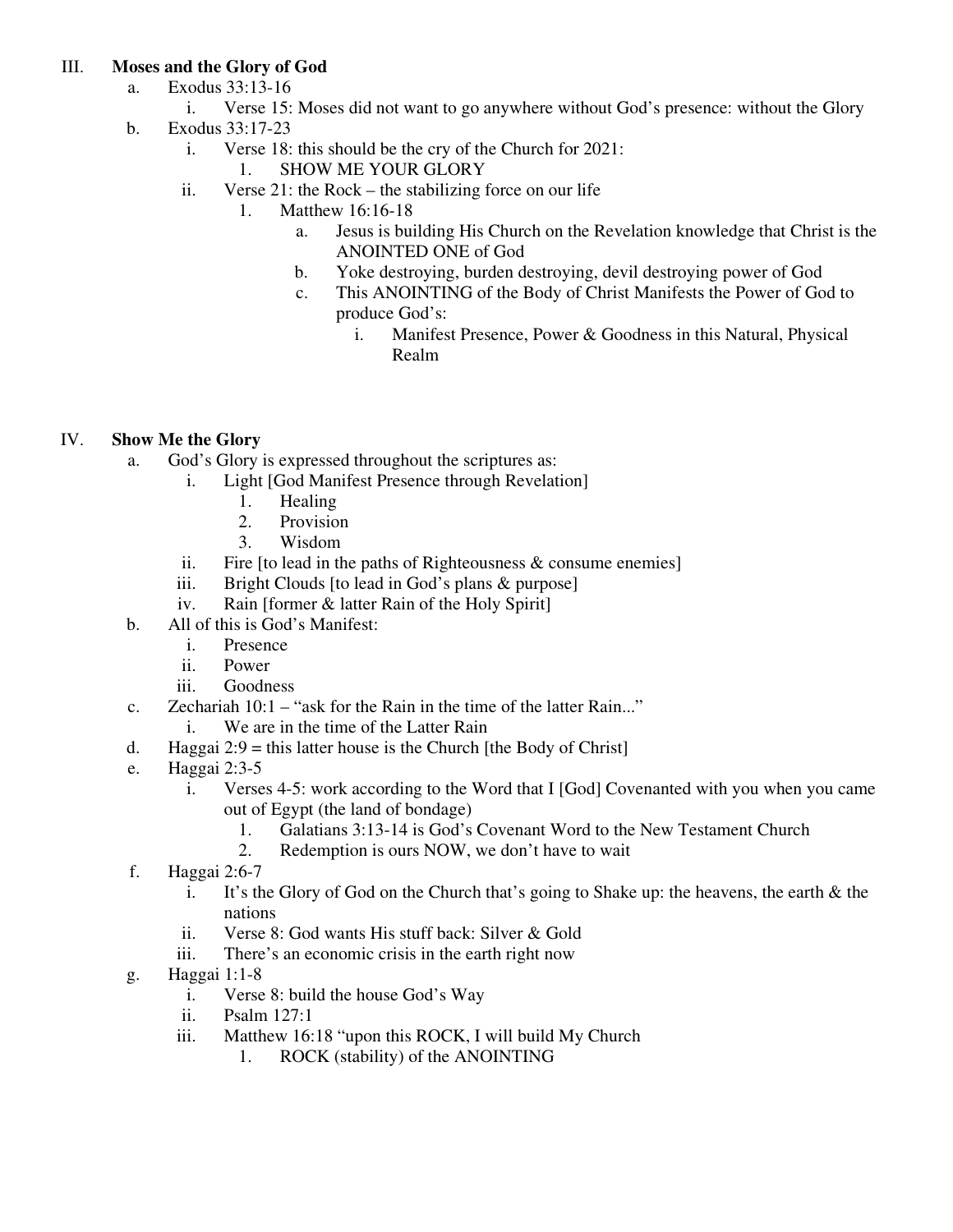III. **Moses and the Glory of God**

   a. Exodus 33:13-16
      i. Verse 15: Moses did not want to go anywhere without God's presence: without the Glory

   b. Exodus 33:17-23
      i. Verse 18: this should be the cry of the Church for 2021:
         1. SHOW ME YOUR GLORY
      ii. Verse 21: the Rock – the stabilizing force on our life
         1. Matthew 16:16-18
            a. Jesus is building His Church on the Revelation knowledge that Christ is the ANOINTED ONE of God
            b. Yoke destroying, burden destroying, devil destroying power of God
            c. This ANOINTING of the Body of Christ Manifests the Power of God to produce God's:
               i. Manifest Presence, Power & Goodness in this Natural, Physical Realm

IV. **Show Me the Glory**

   a. God's Glory is expressed throughout the scriptures as:
      i. Light [God Manifest Presence through Revelation]
         1. Healing
         2. Provision
         3. Wisdom
      ii. Fire [to lead in the paths of Righteousness & consume enemies]
      iii. Bright Clouds [to lead in God's plans & purpose]
      iv. Rain [former & latter Rain of the Holy Spirit]

   b. All of this is God's Manifest:
      i. Presence
      ii. Power
      iii. Goodness

   c. Zechariah 10:1 – "ask for the Rain in the time of the latter Rain..."
      i. We are in the time of the Latter Rain

   d. Haggai 2:9 = this latter house is the Church [the Body of Christ]

   e. Haggai 2:3-5
      i. Verses 4-5: work according to the Word that I [God] Covenanted with you when you came out of Egypt (the land of bondage)
         1. Galatians 3:13-14 is God's Covenant Word to the New Testament Church
         2. Redemption is ours NOW, we don't have to wait

   f. Haggai 2:6-7
      i. It's the Glory of God on the Church that's going to Shake up: the heavens, the earth & the nations
      ii. Verse 8: God wants His stuff back: Silver & Gold
      iii. There's an economic crisis in the earth right now

   g. Haggai 1:1-8
      i. Verse 8: build the house God's Way
      ii. Psalm 127:1
      iii. Matthew 16:18 "upon this ROCK, I will build My Church
         1. ROCK (stability) of the ANOINTING